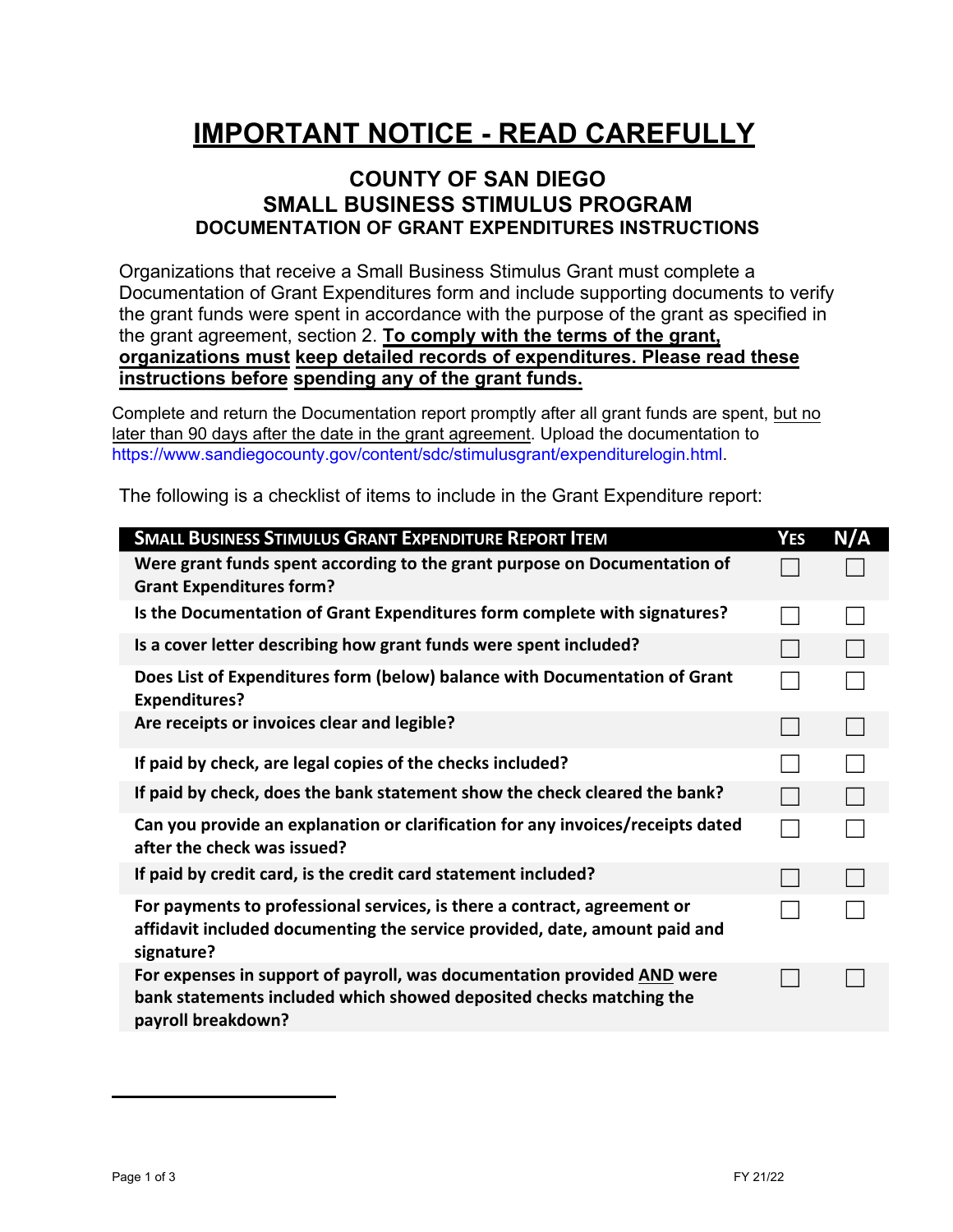# IMPORTANT NOTICE - READ CAREFULLY

## COUNTY OF SAN DIEGO
## SMALL BUSINESS STIMULUS PROGRAM
### DOCUMENTATION OF GRANT EXPENDITURES INSTRUCTIONS

Organizations that receive a Small Business Stimulus Grant must complete a Documentation of Grant Expenditures form and include supporting documents to verify the grant funds were spent in accordance with the purpose of the grant as specified in the grant agreement, section 2. **To comply with the terms of the grant, organizations must keep detailed records of expenditures. Please read these instructions before spending any of the grant funds.**

Complete and return the Documentation report promptly after all grant funds are spent, but no later than 90 days after the date in the grant agreement. Upload the documentation to https://www.sandiegocounty.gov/content/sdc/stimulusgrant/expenditurelogin.html.

The following is a checklist of items to include in the Grant Expenditure report:

| SMALL BUSINESS STIMULUS GRANT EXPENDITURE REPORT ITEM | YES | N/A |
|---|---|---|
| **Were grant funds spent according to the grant purpose on Documentation of Grant Expenditures form?** | ☐ | ☐ |
| **Is the Documentation of Grant Expenditures form complete with signatures?** | ☐ | ☐ |
| **Is a cover letter describing how grant funds were spent included?** | ☐ | ☐ |
| **Does List of Expenditures form (below) balance with Documentation of Grant Expenditures?** | ☐ | ☐ |
| **Are receipts or invoices clear and legible?** | ☐ | ☐ |
| **If paid by check, are legal copies of the checks included?** | ☐ | ☐ |
| **If paid by check, does the bank statement show the check cleared the bank?** | ☐ | ☐ |
| **Can you provide an explanation or clarification for any invoices/receipts dated after the check was issued?** | ☐ | ☐ |
| **If paid by credit card, is the credit card statement included?** | ☐ | ☐ |
| **For payments to professional services, is there a contract, agreement or affidavit included documenting the service provided, date, amount paid and signature?** | ☐ | ☐ |
| **For expenses in support of payroll, was documentation provided AND were bank statements included which showed deposited checks matching the payroll breakdown?** | ☐ | ☐ |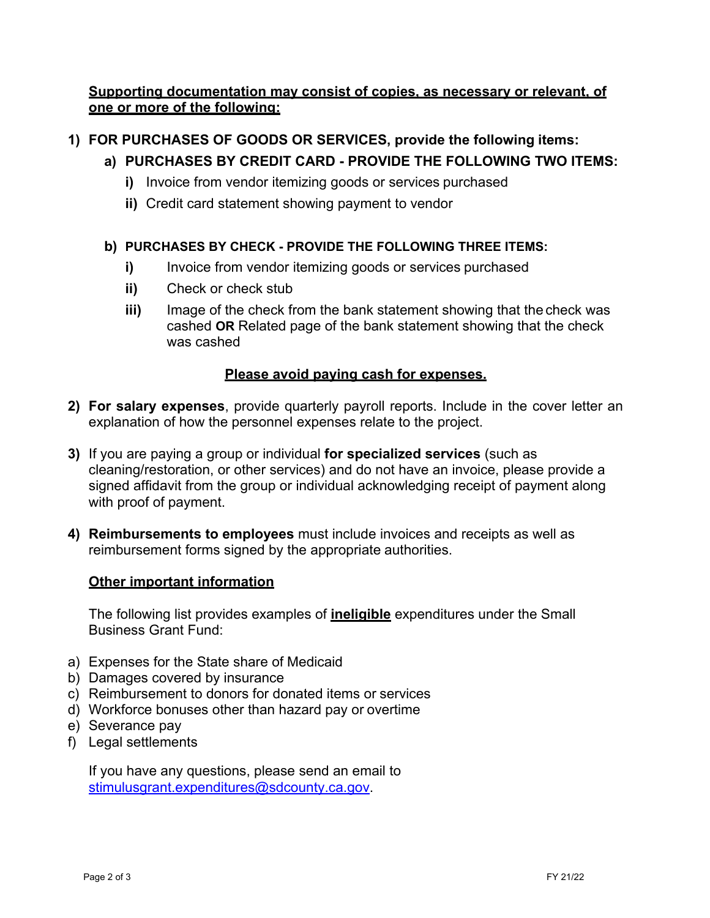**Supporting documentation may consist of copies, as necessary or relevant, of one or more of the following:**

1) **FOR PURCHASES OF GOODS OR SERVICES, provide the following items:**
   a) **PURCHASES BY CREDIT CARD - PROVIDE THE FOLLOWING TWO ITEMS:**
      **i)** Invoice from vendor itemizing goods or services purchased
      **ii)** Credit card statement showing payment to vendor

   b) **PURCHASES BY CHECK - PROVIDE THE FOLLOWING THREE ITEMS:**
      **i)** Invoice from vendor itemizing goods or services purchased
      **ii)** Check or check stub
      **iii)** Image of the check from the bank statement showing that the check was cashed **OR** Related page of the bank statement showing that the check was cashed

**Please avoid paying cash for expenses.**

2) **For salary expenses**, provide quarterly payroll reports. Include in the cover letter an explanation of how the personnel expenses relate to the project.

3) If you are paying a group or individual **for specialized services** (such as cleaning/restoration, or other services) and do not have an invoice, please provide a signed affidavit from the group or individual acknowledging receipt of payment along with proof of payment.

4) **Reimbursements to employees** must include invoices and receipts as well as reimbursement forms signed by the appropriate authorities.

**Other important information**

The following list provides examples of **ineligible** expenditures under the Small Business Grant Fund:

a) Expenses for the State share of Medicaid
b) Damages covered by insurance
c) Reimbursement to donors for donated items or services
d) Workforce bonuses other than hazard pay or overtime
e) Severance pay
f) Legal settlements

If you have any questions, please send an email to stimulusgrant.expenditures@sdcounty.ca.gov.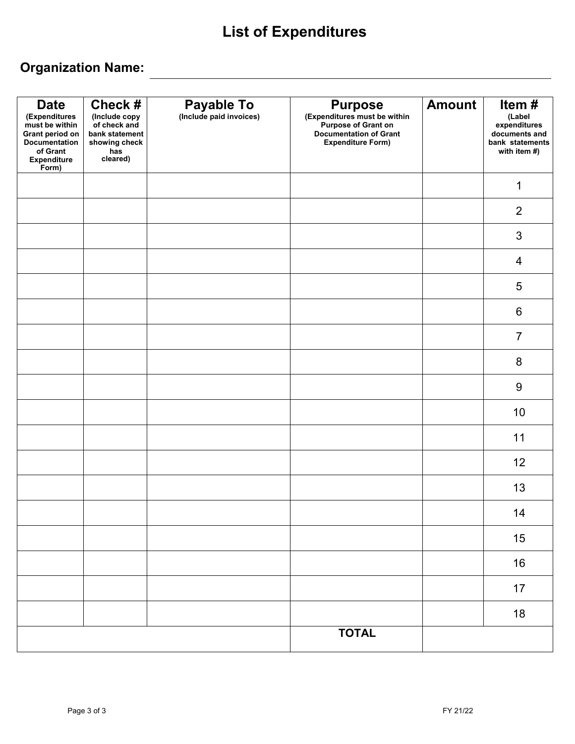# List of Expenditures

**Organization Name:** ______________________________

| Date (Expenditures must be within Grant period on Documentation of Grant Expenditure Form) | Check # (Include copy of check and bank statement showing check has cleared) | Payable To (Include paid invoices) | Purpose (Expenditures must be within Purpose of Grant on Documentation of Grant Expenditure Form) | Amount | Item # (Label expenditures documents and bank statements with item #) |
|---|---|---|---|---|---|
| | | | | | 1 |
| | | | | | 2 |
| | | | | | 3 |
| | | | | | 4 |
| | | | | | 5 |
| | | | | | 6 |
| | | | | | 7 |
| | | | | | 8 |
| | | | | | 9 |
| | | | | | 10 |
| | | | | | 11 |
| | | | | | 12 |
| | | | | | 13 |
| | | | | | 14 |
| | | | | | 15 |
| | | | | | 16 |
| | | | | | 17 |
| | | | | | 18 |
| | | | **TOTAL** | | |

FY 21/22